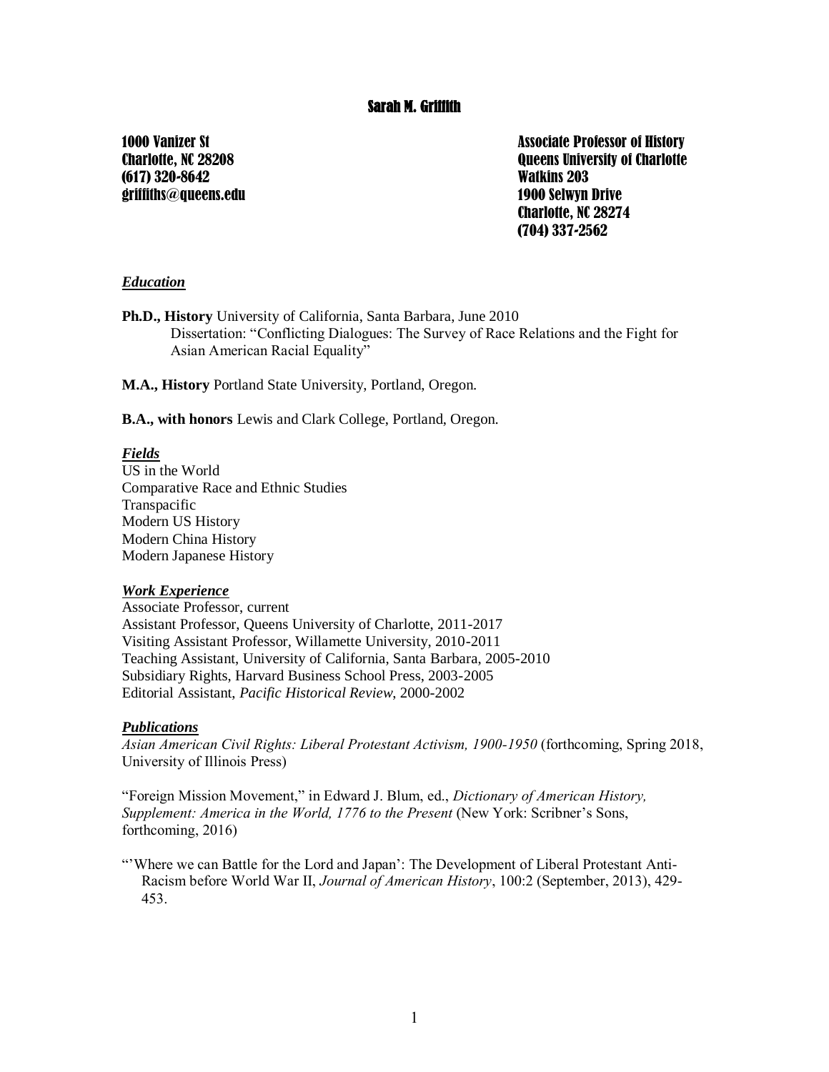# Sarah M. Griffith

1000 Vanizer St
Charlotte, NC 28208
(617) 320-8642
griffiths@queens.edu

Associate Professor of History
Queens University of Charlotte
Watkins 203
1900 Selwyn Drive
Charlotte, NC 28274
(704) 337-2562

## ***Education***

**Ph.D., History** University of California, Santa Barbara, June 2010
Dissertation: "Conflicting Dialogues: The Survey of Race Relations and the Fight for Asian American Racial Equality"

**M.A., History** Portland State University, Portland, Oregon.

**B.A., with honors** Lewis and Clark College, Portland, Oregon.

## ***Fields***

US in the World
Comparative Race and Ethnic Studies
Transpacific
Modern US History
Modern China History
Modern Japanese History

## ***Work Experience***

Associate Professor, current
Assistant Professor, Queens University of Charlotte, 2011-2017
Visiting Assistant Professor, Willamette University, 2010-2011
Teaching Assistant, University of California, Santa Barbara, 2005-2010
Subsidiary Rights, Harvard Business School Press, 2003-2005
Editorial Assistant, *Pacific Historical Review*, 2000-2002

## ***Publications***

*Asian American Civil Rights: Liberal Protestant Activism, 1900-1950* (forthcoming, Spring 2018, University of Illinois Press)

"Foreign Mission Movement," in Edward J. Blum, ed., *Dictionary of American History, Supplement: America in the World, 1776 to the Present* (New York: Scribner's Sons, forthcoming, 2016)

"'Where we can Battle for the Lord and Japan': The Development of Liberal Protestant Anti-Racism before World War II, *Journal of American History*, 100:2 (September, 2013), 429-453.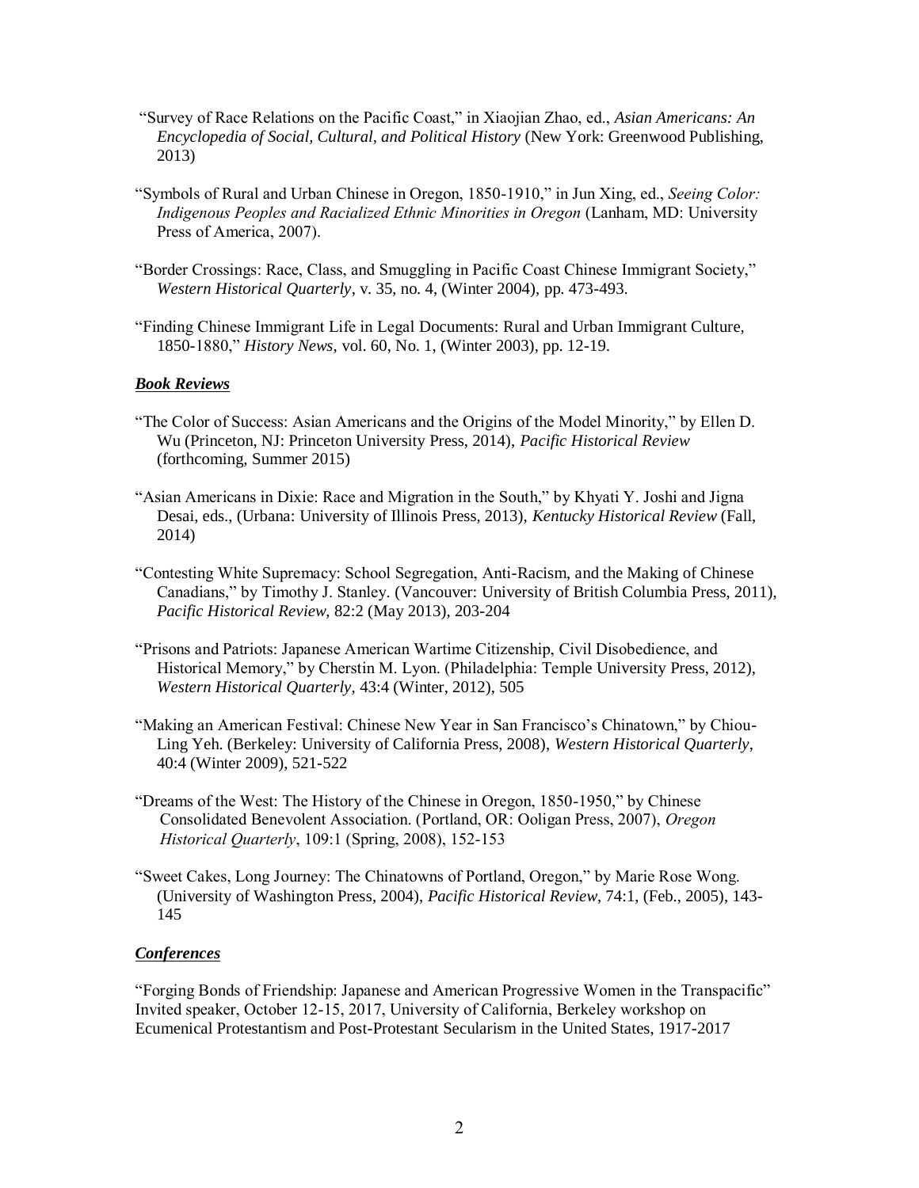"Survey of Race Relations on the Pacific Coast," in Xiaojian Zhao, ed., *Asian Americans: An Encyclopedia of Social, Cultural, and Political History* (New York: Greenwood Publishing, 2013)

"Symbols of Rural and Urban Chinese in Oregon, 1850-1910," in Jun Xing, ed., *Seeing Color: Indigenous Peoples and Racialized Ethnic Minorities in Oregon* (Lanham, MD: University Press of America, 2007).

"Border Crossings: Race, Class, and Smuggling in Pacific Coast Chinese Immigrant Society," *Western Historical Quarterly*, v. 35, no. 4, (Winter 2004), pp. 473-493.

"Finding Chinese Immigrant Life in Legal Documents: Rural and Urban Immigrant Culture, 1850-1880," *History News*, vol. 60, No. 1, (Winter 2003), pp. 12-19.

***Book Reviews***

"The Color of Success: Asian Americans and the Origins of the Model Minority," by Ellen D. Wu (Princeton, NJ: Princeton University Press, 2014), *Pacific Historical Review* (forthcoming, Summer 2015)

"Asian Americans in Dixie: Race and Migration in the South," by Khyati Y. Joshi and Jigna Desai, eds., (Urbana: University of Illinois Press, 2013), *Kentucky Historical Review* (Fall, 2014)

"Contesting White Supremacy: School Segregation, Anti-Racism, and the Making of Chinese Canadians," by Timothy J. Stanley. (Vancouver: University of British Columbia Press, 2011), *Pacific Historical Review,* 82:2 (May 2013), 203-204

"Prisons and Patriots: Japanese American Wartime Citizenship, Civil Disobedience, and Historical Memory," by Cherstin M. Lyon. (Philadelphia: Temple University Press, 2012), *Western Historical Quarterly,* 43:4 (Winter, 2012), 505

"Making an American Festival: Chinese New Year in San Francisco's Chinatown," by Chiou-Ling Yeh. (Berkeley: University of California Press, 2008), *Western Historical Quarterly*, 40:4 (Winter 2009), 521-522

"Dreams of the West: The History of the Chinese in Oregon, 1850-1950," by Chinese Consolidated Benevolent Association. (Portland, OR: Ooligan Press, 2007), *Oregon Historical Quarterly*, 109:1 (Spring, 2008), 152-153

"Sweet Cakes, Long Journey: The Chinatowns of Portland, Oregon," by Marie Rose Wong. (University of Washington Press, 2004), *Pacific Historical Review*, 74:1, (Feb., 2005), 143-145

***Conferences***

"Forging Bonds of Friendship: Japanese and American Progressive Women in the Transpacific" Invited speaker, October 12-15, 2017, University of California, Berkeley workshop on Ecumenical Protestantism and Post-Protestant Secularism in the United States, 1917-2017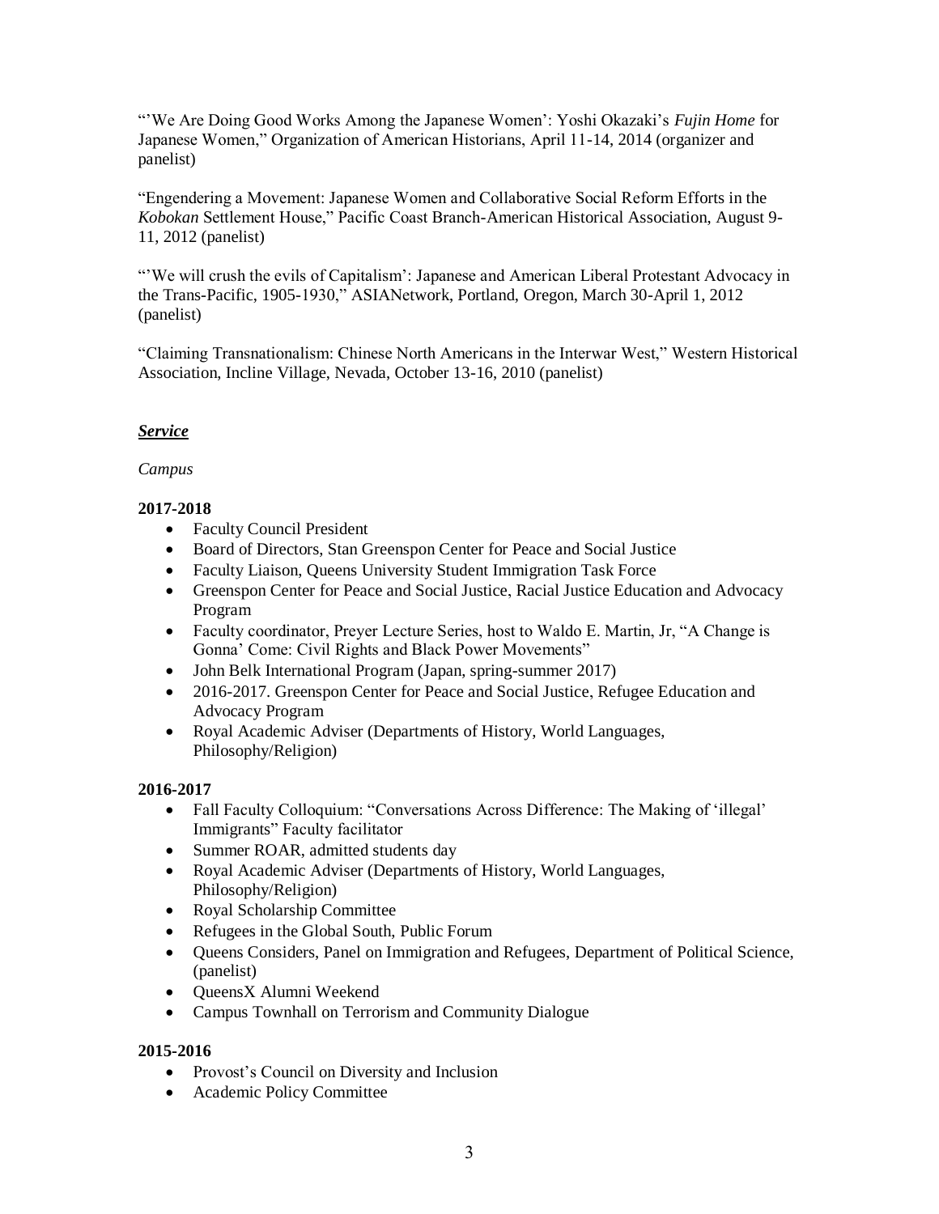"'We Are Doing Good Works Among the Japanese Women': Yoshi Okazaki's *Fujin Home* for Japanese Women," Organization of American Historians, April 11-14, 2014 (organizer and panelist)

"Engendering a Movement: Japanese Women and Collaborative Social Reform Efforts in the *Kobokan* Settlement House," Pacific Coast Branch-American Historical Association, August 9-11, 2012 (panelist)

"'We will crush the evils of Capitalism': Japanese and American Liberal Protestant Advocacy in the Trans-Pacific, 1905-1930," ASIANetwork, Portland, Oregon, March 30-April 1, 2012 (panelist)

"Claiming Transnationalism: Chinese North Americans in the Interwar West," Western Historical Association, Incline Village, Nevada, October 13-16, 2010 (panelist)

## ***Service***

*Campus*

**2017-2018**

- Faculty Council President
- Board of Directors, Stan Greenspon Center for Peace and Social Justice
- Faculty Liaison, Queens University Student Immigration Task Force
- Greenspon Center for Peace and Social Justice, Racial Justice Education and Advocacy Program
- Faculty coordinator, Preyer Lecture Series, host to Waldo E. Martin, Jr, "A Change is Gonna' Come: Civil Rights and Black Power Movements"
- John Belk International Program (Japan, spring-summer 2017)
- 2016-2017. Greenspon Center for Peace and Social Justice, Refugee Education and Advocacy Program
- Royal Academic Adviser (Departments of History, World Languages, Philosophy/Religion)

**2016-2017**

- Fall Faculty Colloquium: "Conversations Across Difference: The Making of 'illegal' Immigrants" Faculty facilitator
- Summer ROAR, admitted students day
- Royal Academic Adviser (Departments of History, World Languages, Philosophy/Religion)
- Royal Scholarship Committee
- Refugees in the Global South, Public Forum
- Queens Considers, Panel on Immigration and Refugees, Department of Political Science, (panelist)
- QueensX Alumni Weekend
- Campus Townhall on Terrorism and Community Dialogue

**2015-2016**

- Provost's Council on Diversity and Inclusion
- Academic Policy Committee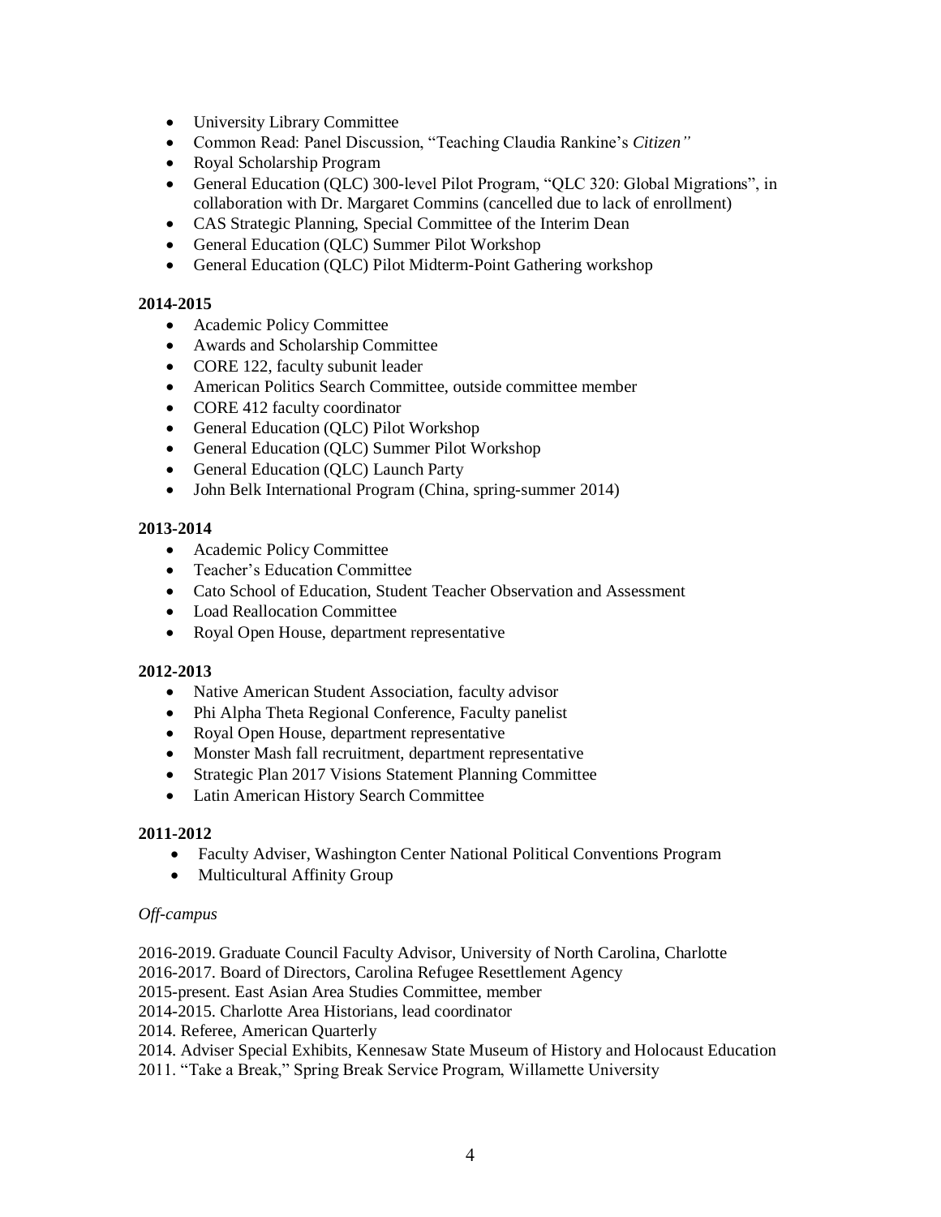- University Library Committee
- Common Read: Panel Discussion, "Teaching Claudia Rankine's *Citizen"*
- Royal Scholarship Program
- General Education (QLC) 300-level Pilot Program, "QLC 320: Global Migrations", in collaboration with Dr. Margaret Commins (cancelled due to lack of enrollment)
- CAS Strategic Planning, Special Committee of the Interim Dean
- General Education (QLC) Summer Pilot Workshop
- General Education (QLC) Pilot Midterm-Point Gathering workshop

**2014-2015**

- Academic Policy Committee
- Awards and Scholarship Committee
- CORE 122, faculty subunit leader
- American Politics Search Committee, outside committee member
- CORE 412 faculty coordinator
- General Education (QLC) Pilot Workshop
- General Education (QLC) Summer Pilot Workshop
- General Education (QLC) Launch Party
- John Belk International Program (China, spring-summer 2014)

**2013-2014**

- Academic Policy Committee
- Teacher's Education Committee
- Cato School of Education, Student Teacher Observation and Assessment
- Load Reallocation Committee
- Royal Open House, department representative

**2012-2013**

- Native American Student Association, faculty advisor
- Phi Alpha Theta Regional Conference, Faculty panelist
- Royal Open House, department representative
- Monster Mash fall recruitment, department representative
- Strategic Plan 2017 Visions Statement Planning Committee
- Latin American History Search Committee

**2011-2012**

- Faculty Adviser, Washington Center National Political Conventions Program
- Multicultural Affinity Group

*Off-campus*

2016-2019. Graduate Council Faculty Advisor, University of North Carolina, Charlotte
2016-2017. Board of Directors, Carolina Refugee Resettlement Agency
2015-present. East Asian Area Studies Committee, member
2014-2015. Charlotte Area Historians, lead coordinator
2014. Referee, American Quarterly
2014. Adviser Special Exhibits, Kennesaw State Museum of History and Holocaust Education
2011. "Take a Break," Spring Break Service Program, Willamette University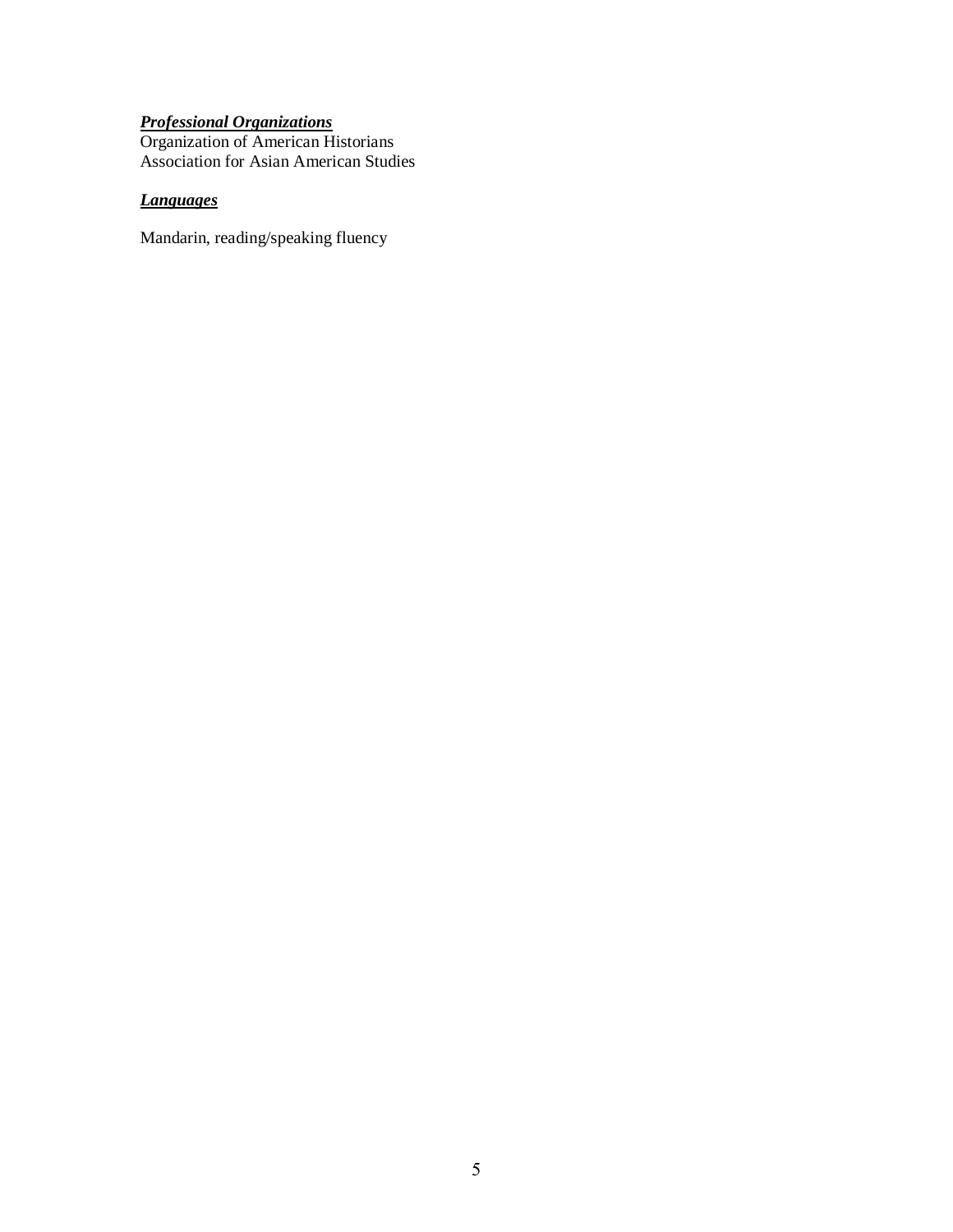***Professional Organizations***

Organization of American Historians
Association for Asian American Studies

***Languages***

Mandarin, reading/speaking fluency